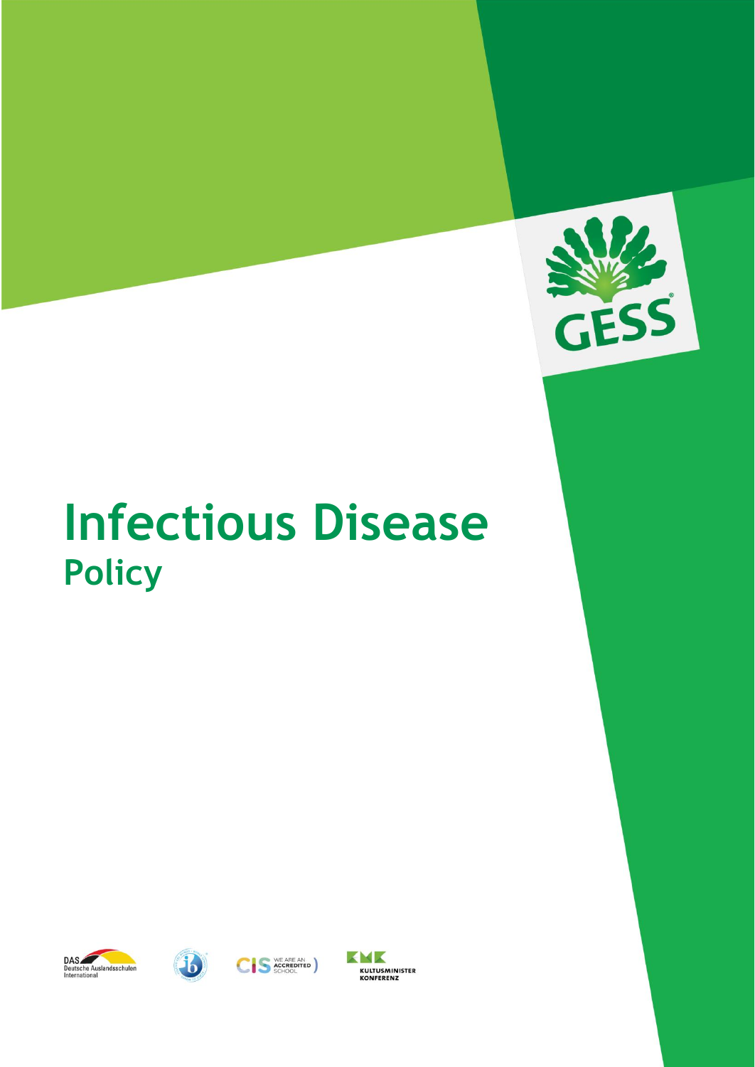# Infectious Disease
## Policy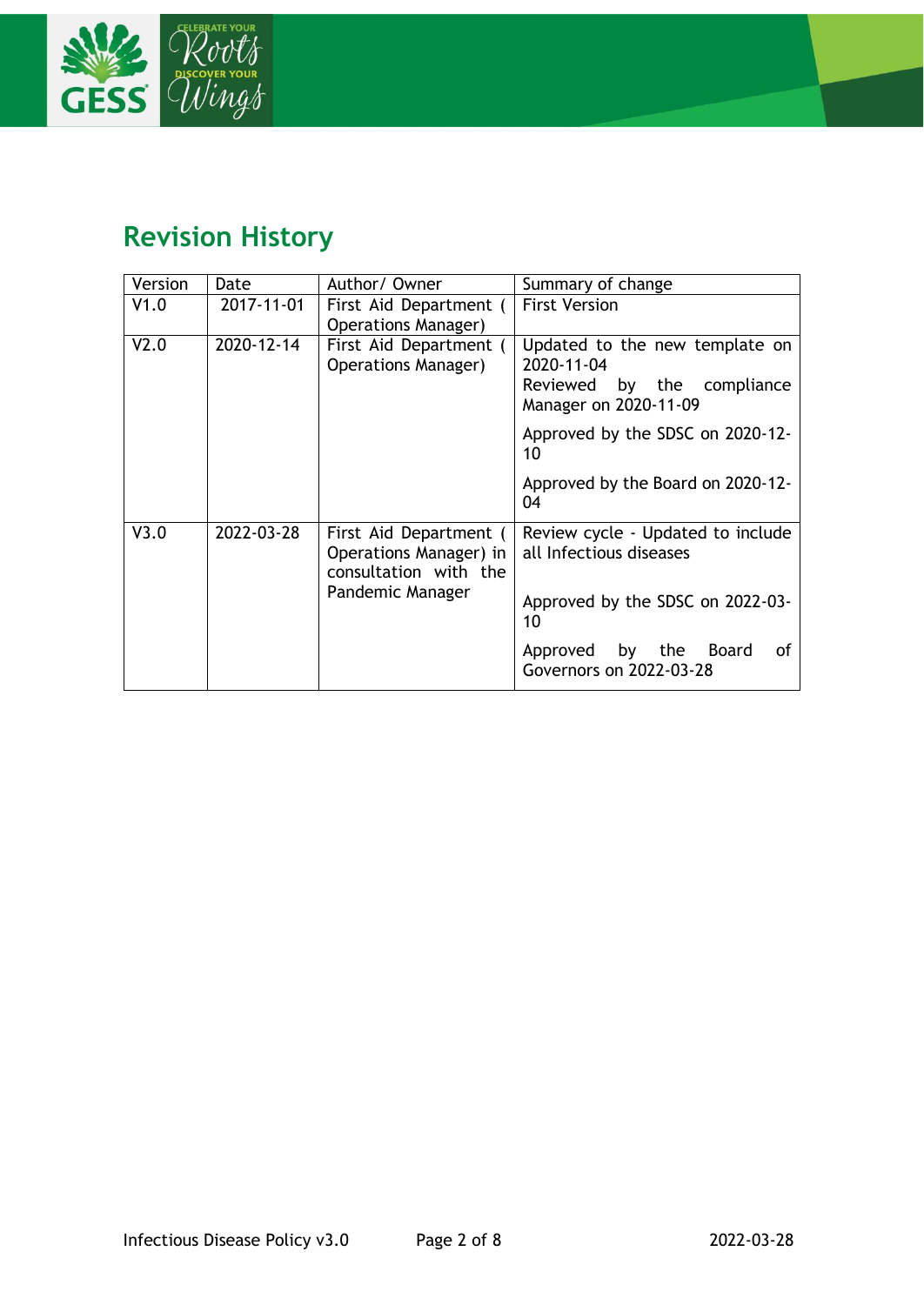## Revision History

| Version | Date | Author/ Owner | Summary of change |
|---|---|---|---|
| V1.0 | 2017-11-01 | First Aid Department ( Operations Manager) | First Version |
| V2.0 | 2020-12-14 | First Aid Department ( Operations Manager) | Updated to the new template on 2020-11-04<br>Reviewed by the compliance Manager on 2020-11-09<br><br>Approved by the SDSC on 2020-12-10<br><br>Approved by the Board on 2020-12-04 |
| V3.0 | 2022-03-28 | First Aid Department ( Operations Manager) in consultation with the Pandemic Manager | Review cycle - Updated to include all Infectious diseases<br><br>Approved by the SDSC on 2022-03-10<br><br>Approved by the Board of Governors on 2022-03-28 |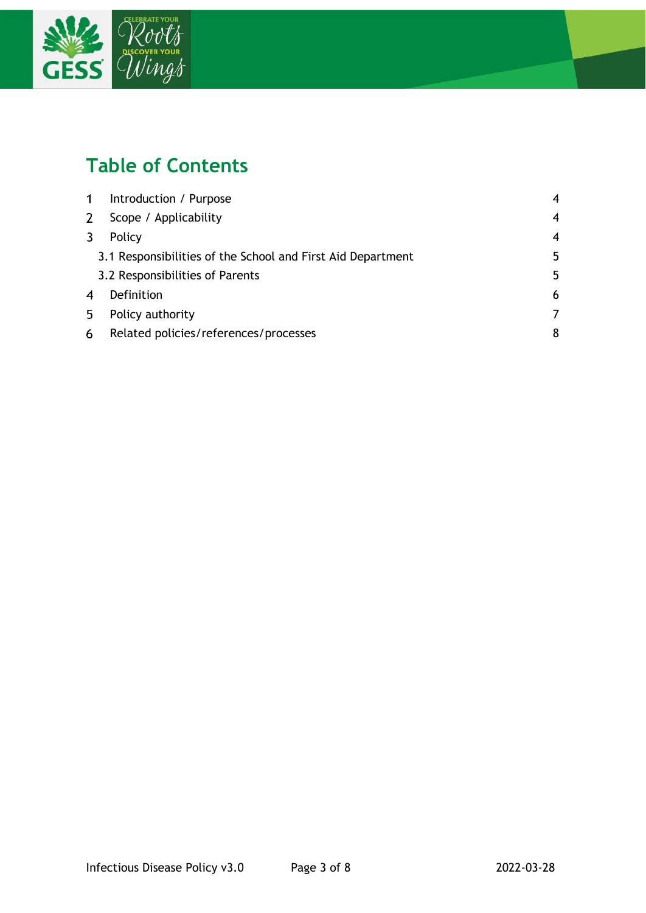# Table of Contents

| | | |
|---|---|---|
| 1 | Introduction / Purpose | 4 |
| 2 | Scope / Applicability | 4 |
| 3 | Policy | 4 |
| | 3.1 Responsibilities of the School and First Aid Department | 5 |
| | 3.2 Responsibilities of Parents | 5 |
| 4 | Definition | 6 |
| 5 | Policy authority | 7 |
| 6 | Related policies/references/processes | 8 |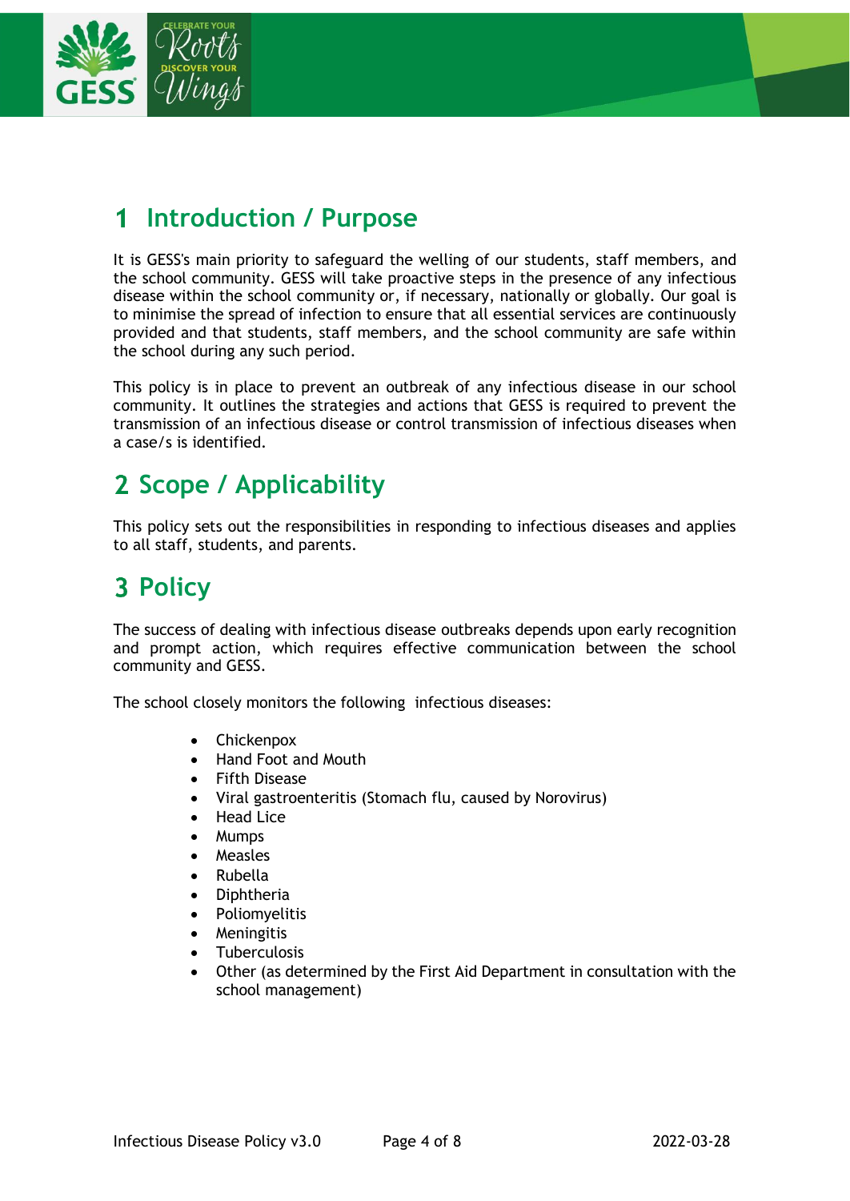# 1 Introduction / Purpose

It is GESS's main priority to safeguard the welling of our students, staff members, and the school community. GESS will take proactive steps in the presence of any infectious disease within the school community or, if necessary, nationally or globally. Our goal is to minimise the spread of infection to ensure that all essential services are continuously provided and that students, staff members, and the school community are safe within the school during any such period.

This policy is in place to prevent an outbreak of any infectious disease in our school community. It outlines the strategies and actions that GESS is required to prevent the transmission of an infectious disease or control transmission of infectious diseases when a case/s is identified.

# 2 Scope / Applicability

This policy sets out the responsibilities in responding to infectious diseases and applies to all staff, students, and parents.

# 3 Policy

The success of dealing with infectious disease outbreaks depends upon early recognition and prompt action, which requires effective communication between the school community and GESS.

The school closely monitors the following infectious diseases:

- Chickenpox
- Hand Foot and Mouth
- Fifth Disease
- Viral gastroenteritis (Stomach flu, caused by Norovirus)
- Head Lice
- Mumps
- Measles
- Rubella
- Diphtheria
- Poliomyelitis
- Meningitis
- Tuberculosis
- Other (as determined by the First Aid Department in consultation with the school management)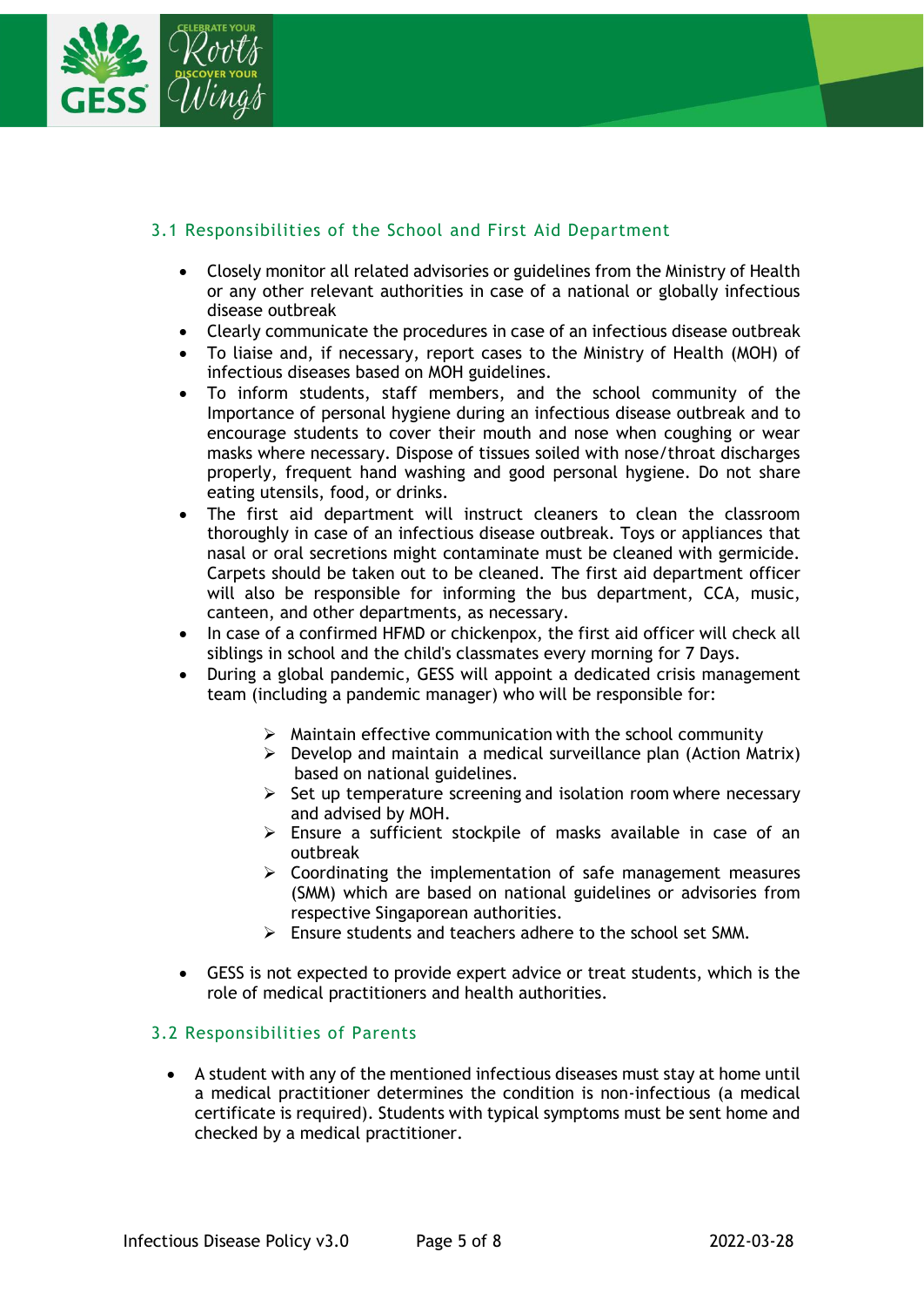### 3.1 Responsibilities of the School and First Aid Department

- Closely monitor all related advisories or guidelines from the Ministry of Health or any other relevant authorities in case of a national or globally infectious disease outbreak
- Clearly communicate the procedures in case of an infectious disease outbreak
- To liaise and, if necessary, report cases to the Ministry of Health (MOH) of infectious diseases based on MOH guidelines.
- To inform students, staff members, and the school community of the Importance of personal hygiene during an infectious disease outbreak and to encourage students to cover their mouth and nose when coughing or wear masks where necessary. Dispose of tissues soiled with nose/throat discharges properly, frequent hand washing and good personal hygiene. Do not share eating utensils, food, or drinks.
- The first aid department will instruct cleaners to clean the classroom thoroughly in case of an infectious disease outbreak. Toys or appliances that nasal or oral secretions might contaminate must be cleaned with germicide. Carpets should be taken out to be cleaned. The first aid department officer will also be responsible for informing the bus department, CCA, music, canteen, and other departments, as necessary.
- In case of a confirmed HFMD or chickenpox, the first aid officer will check all siblings in school and the child's classmates every morning for 7 Days.
- During a global pandemic, GESS will appoint a dedicated crisis management team (including a pandemic manager) who will be responsible for:
  - Maintain effective communication with the school community
  - Develop and maintain a medical surveillance plan (Action Matrix) based on national guidelines.
  - Set up temperature screening and isolation room where necessary and advised by MOH.
  - Ensure a sufficient stockpile of masks available in case of an outbreak
  - Coordinating the implementation of safe management measures (SMM) which are based on national guidelines or advisories from respective Singaporean authorities.
  - Ensure students and teachers adhere to the school set SMM.
- GESS is not expected to provide expert advice or treat students, which is the role of medical practitioners and health authorities.

### 3.2 Responsibilities of Parents

- A student with any of the mentioned infectious diseases must stay at home until a medical practitioner determines the condition is non-infectious (a medical certificate is required). Students with typical symptoms must be sent home and checked by a medical practitioner.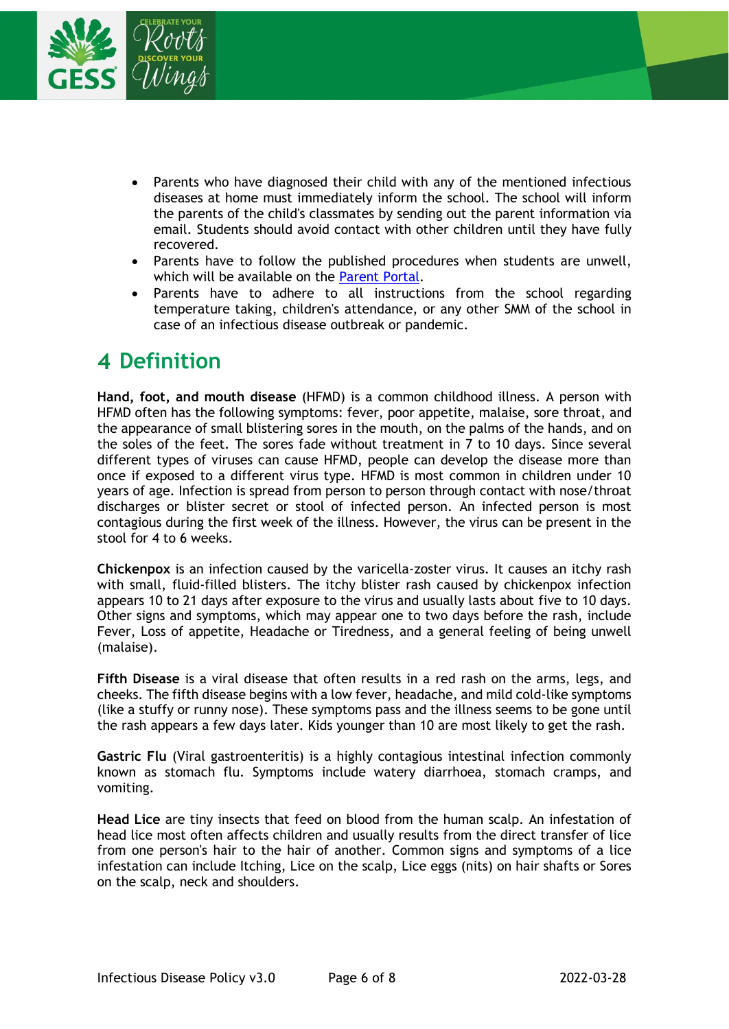- Parents who have diagnosed their child with any of the mentioned infectious diseases at home must immediately inform the school. The school will inform the parents of the child's classmates by sending out the parent information via email. Students should avoid contact with other children until they have fully recovered.
- Parents have to follow the published procedures when students are unwell, which will be available on the [Parent Portal](Parent Portal).
- Parents have to adhere to all instructions from the school regarding temperature taking, children's attendance, or any other SMM of the school in case of an infectious disease outbreak or pandemic.

# 4 Definition

**Hand, foot, and mouth disease** (HFMD) is a common childhood illness. A person with HFMD often has the following symptoms: fever, poor appetite, malaise, sore throat, and the appearance of small blistering sores in the mouth, on the palms of the hands, and on the soles of the feet. The sores fade without treatment in 7 to 10 days. Since several different types of viruses can cause HFMD, people can develop the disease more than once if exposed to a different virus type. HFMD is most common in children under 10 years of age. Infection is spread from person to person through contact with nose/throat discharges or blister secret or stool of infected person. An infected person is most contagious during the first week of the illness. However, the virus can be present in the stool for 4 to 6 weeks.

**Chickenpox** is an infection caused by the varicella-zoster virus. It causes an itchy rash with small, fluid-filled blisters. The itchy blister rash caused by chickenpox infection appears 10 to 21 days after exposure to the virus and usually lasts about five to 10 days. Other signs and symptoms, which may appear one to two days before the rash, include Fever, Loss of appetite, Headache or Tiredness, and a general feeling of being unwell (malaise).

**Fifth Disease** is a viral disease that often results in a red rash on the arms, legs, and cheeks. The fifth disease begins with a low fever, headache, and mild cold-like symptoms (like a stuffy or runny nose). These symptoms pass and the illness seems to be gone until the rash appears a few days later. Kids younger than 10 are most likely to get the rash.

**Gastric Flu** (Viral gastroenteritis) is a highly contagious intestinal infection commonly known as stomach flu. Symptoms include watery diarrhoea, stomach cramps, and vomiting.

**Head Lice** are tiny insects that feed on blood from the human scalp. An infestation of head lice most often affects children and usually results from the direct transfer of lice from one person's hair to the hair of another. Common signs and symptoms of a lice infestation can include Itching, Lice on the scalp, Lice eggs (nits) on hair shafts or Sores on the scalp, neck and shoulders.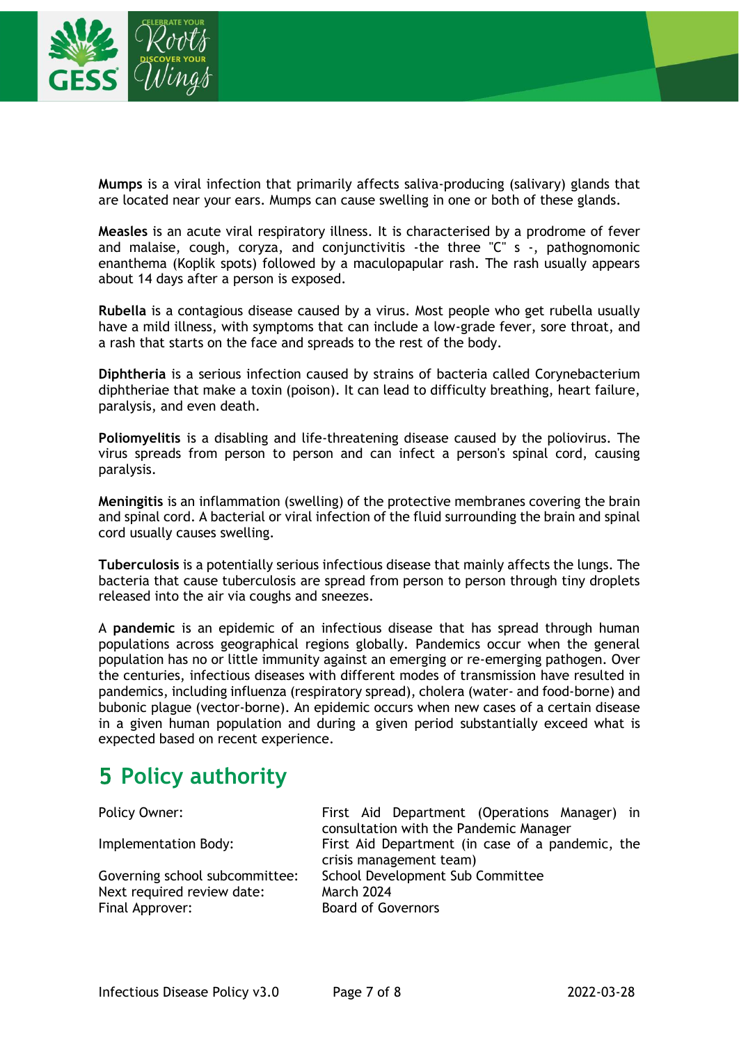**Mumps** is a viral infection that primarily affects saliva-producing (salivary) glands that are located near your ears. Mumps can cause swelling in one or both of these glands.

**Measles** is an acute viral respiratory illness. It is characterised by a prodrome of fever and malaise, cough, coryza, and conjunctivitis -the three "C" s -, pathognomonic enanthema (Koplik spots) followed by a maculopapular rash. The rash usually appears about 14 days after a person is exposed.

**Rubella** is a contagious disease caused by a virus. Most people who get rubella usually have a mild illness, with symptoms that can include a low-grade fever, sore throat, and a rash that starts on the face and spreads to the rest of the body.

**Diphtheria** is a serious infection caused by strains of bacteria called Corynebacterium diphtheriae that make a toxin (poison). It can lead to difficulty breathing, heart failure, paralysis, and even death.

**Poliomyelitis** is a disabling and life-threatening disease caused by the poliovirus. The virus spreads from person to person and can infect a person's spinal cord, causing paralysis.

**Meningitis** is an inflammation (swelling) of the protective membranes covering the brain and spinal cord. A bacterial or viral infection of the fluid surrounding the brain and spinal cord usually causes swelling.

**Tuberculosis** is a potentially serious infectious disease that mainly affects the lungs. The bacteria that cause tuberculosis are spread from person to person through tiny droplets released into the air via coughs and sneezes.

A **pandemic** is an epidemic of an infectious disease that has spread through human populations across geographical regions globally. Pandemics occur when the general population has no or little immunity against an emerging or re-emerging pathogen. Over the centuries, infectious diseases with different modes of transmission have resulted in pandemics, including influenza (respiratory spread), cholera (water- and food-borne) and bubonic plague (vector-borne). An epidemic occurs when new cases of a certain disease in a given human population and during a given period substantially exceed what is expected based on recent experience.

# 5 Policy authority

| | |
|---|---|
| Policy Owner: | First Aid Department (Operations Manager) in consultation with the Pandemic Manager |
| Implementation Body: | First Aid Department (in case of a pandemic, the crisis management team) |
| Governing school subcommittee: | School Development Sub Committee |
| Next required review date: | March 2024 |
| Final Approver: | Board of Governors |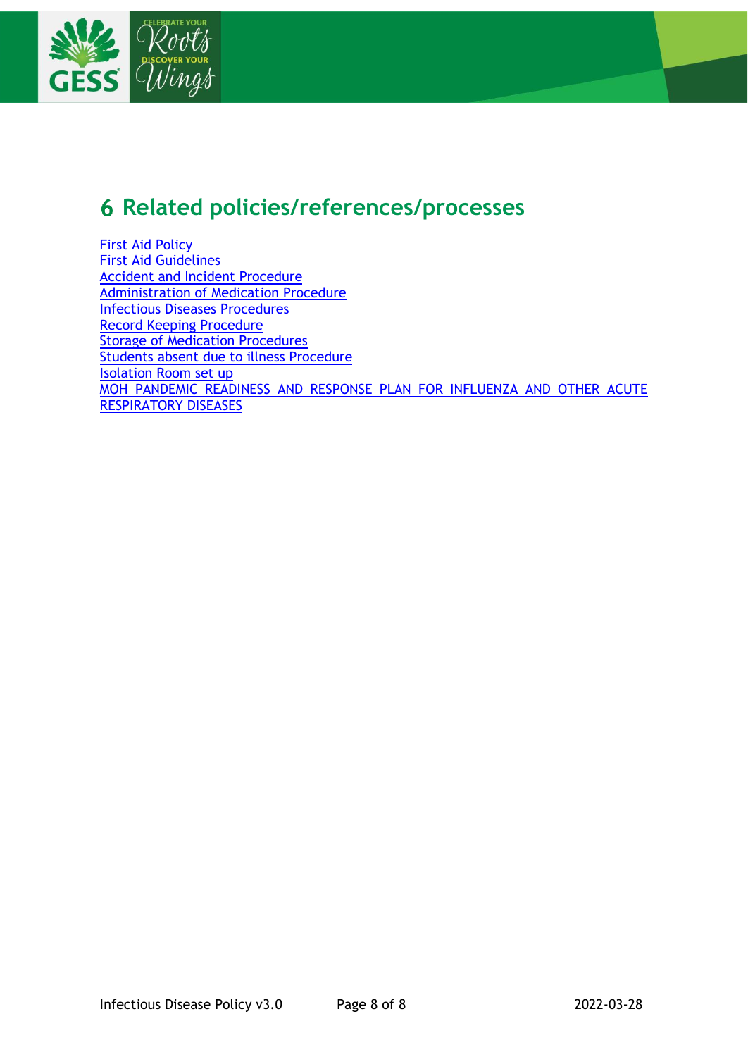# 6 Related policies/references/processes

First Aid Policy
First Aid Guidelines
Accident and Incident Procedure
Administration of Medication Procedure
Infectious Diseases Procedures
Record Keeping Procedure
Storage of Medication Procedures
Students absent due to illness Procedure
Isolation Room set up
MOH PANDEMIC READINESS AND RESPONSE PLAN FOR INFLUENZA AND OTHER ACUTE RESPIRATORY DISEASES